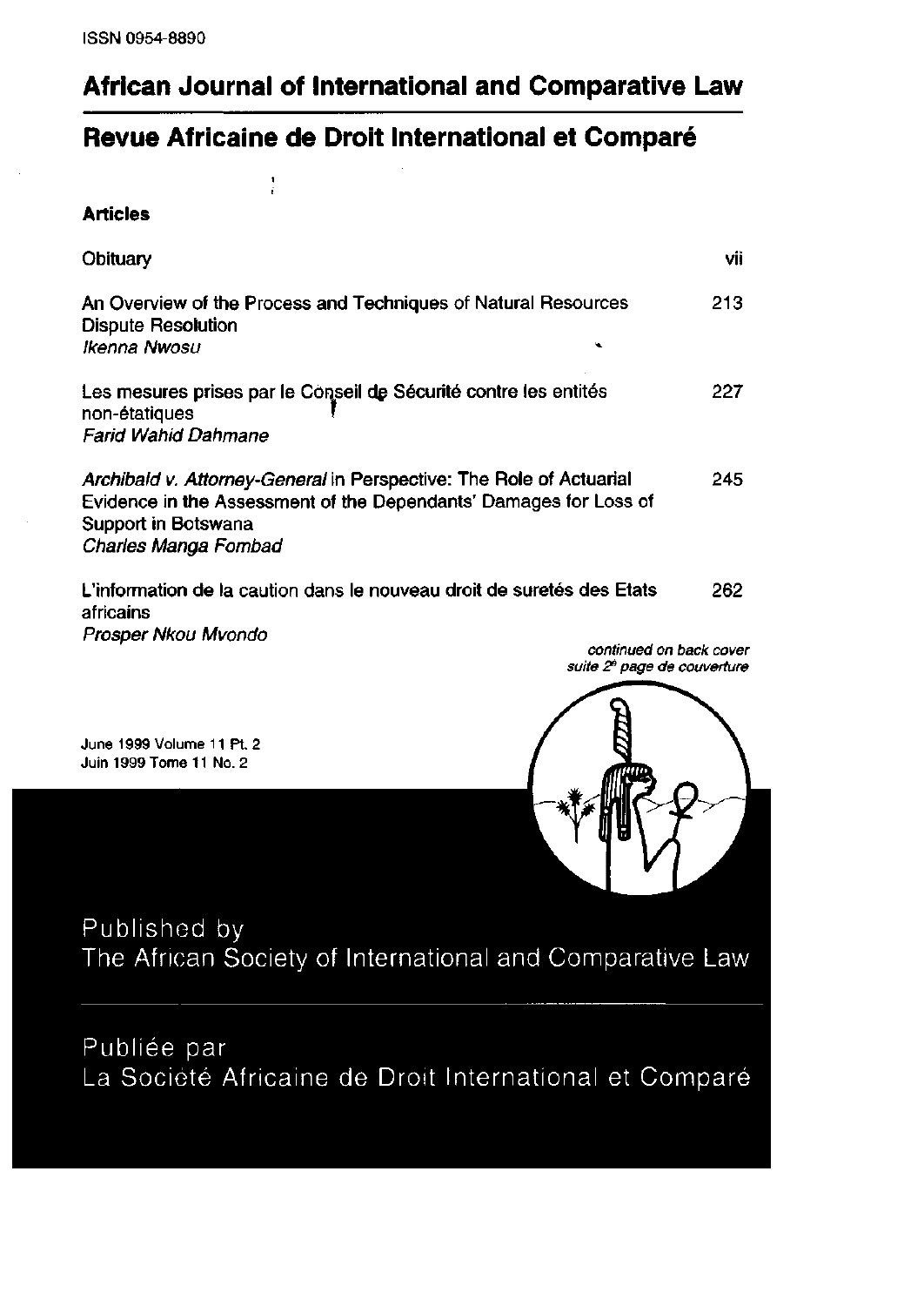ISSN 0954-8890

# African Journal of International and Comparative Law

# Revue Africaine de Droit International et Comparé

## Articles

| | |
|---|---|
| Obituary | vii |
| An Overview of the Process and Techniques of Natural Resources Dispute Resolution<br>*Ikenna Nwosu* | 213 |
| Les mesures prises par le Conseil de Sécurité contre les entités non-étatiques<br>*Farid Wahid Dahmane* | 227 |
| *Archibald v. Attorney-General* in Perspective: The Role of Actuarial Evidence in the Assessment of the Dependants' Damages for Loss of Support in Botswana<br>*Charles Manga Fombad* | 245 |
| L'information de la caution dans le nouveau droit de suretés des Etats africains<br>*Prosper Nkou Mvondo* | 262 |

*continued on back cover*
*suite 2e page de couverture*

June 1999 Volume 11 Pt. 2
Juin 1999 Tome 11 No. 2

Published by
The African Society of International and Comparative Law

Publiée par
La Société Africaine de Droit International et Comparé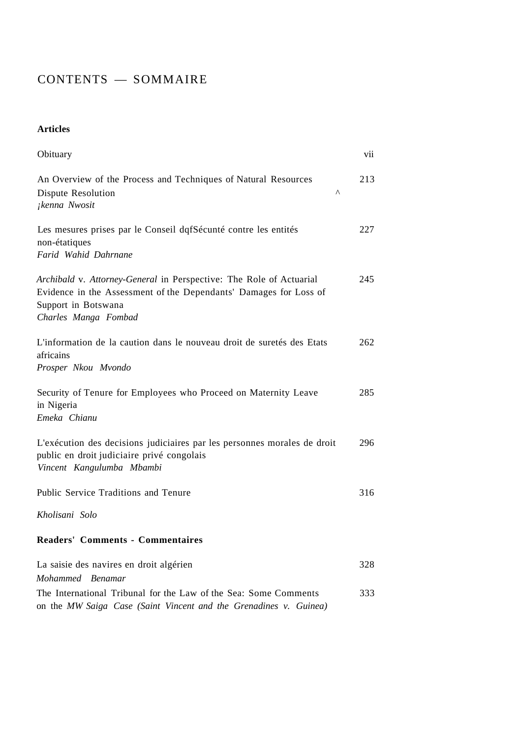# CONTENTS — SOMMAIRE

**Articles**

Obituary vii

An Overview of the Process and Techniques of Natural Resources Dispute Resolution ^ 213
*¡kenna Nwosit*

Les mesures prises par le Conseil dqfSécunté contre les entités non-étatiques 227
*Farid Wahid Dahrnane*

*Archibald* v. *Attorney-General* in Perspective: The Role of Actuarial Evidence in the Assessment of the Dependants' Damages for Loss of Support in Botswana 245
*Charles Manga Fombad*

L'information de la caution dans le nouveau droit de suretés des Etats africains 262
*Prosper Nkou Mvondo*

Security of Tenure for Employees who Proceed on Maternity Leave in Nigeria 285
*Emeka Chianu*

L'exécution des decisions judiciaires par les personnes morales de droit public en droit judiciaire privé congolais 296
*Vincent Kangulumba Mbambi*

Public Service Traditions and Tenure 316
*Kholisani Solo*

**Readers' Comments - Commentaires**

La saisie des navires en droit algérien 328
*Mohammed Benamar*

The International Tribunal for the Law of the Sea: Some Comments on the *MW Saiga Case (Saint Vincent and the Grenadines v. Guinea)* 333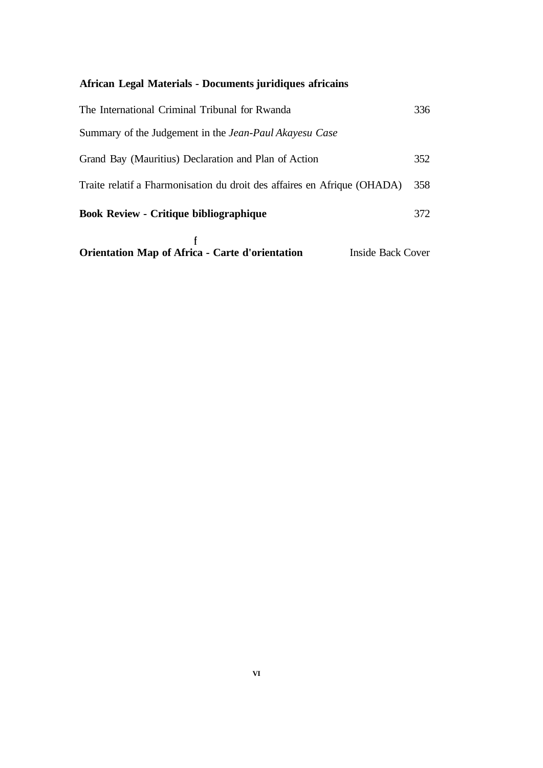**African Legal Materials - Documents juridiques africains**

The International Criminal Tribunal for Rwanda 336

Summary of the Judgement in the *Jean-Paul Akayesu Case*

Grand Bay (Mauritius) Declaration and Plan of Action 352

Traite relatif a Fharmonisation du droit des affaires en Afrique (OHADA) 358

**Book Review - Critique bibliographique** 372

**Orientation Map of Africa - Carte d'orientation** Inside Back Cover